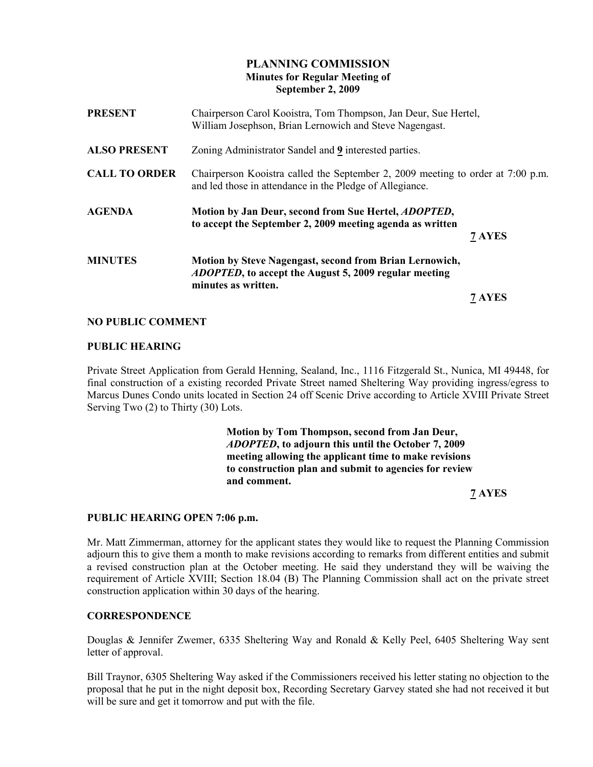# PLANNING COMMISSION

## Minutes for Regular Meeting of September 2, 2009

**PRESENT** Chairperson Carol Kooistra, Tom Thompson, Jan Deur, Sue Hertel, William Josephson, Brian Lernowich and Steve Nagengast.

**ALSO PRESENT** Zoning Administrator Sandel and **9** interested parties.

**CALL TO ORDER** Chairperson Kooistra called the September 2, 2009 meeting to order at 7:00 p.m. and led those in attendance in the Pledge of Allegiance.

**AGENDA** **Motion by Jan Deur, second from Sue Hertel, *ADOPTED*, to accept the September 2, 2009 meeting agenda as written**

**7 AYES**

**MINUTES** **Motion by Steve Nagengast, second from Brian Lernowich, *ADOPTED*, to accept the August 5, 2009 regular meeting minutes as written.**

**7 AYES**

### NO PUBLIC COMMENT

### PUBLIC HEARING

Private Street Application from Gerald Henning, Sealand, Inc., 1116 Fitzgerald St., Nunica, MI 49448, for final construction of a existing recorded Private Street named Sheltering Way providing ingress/egress to Marcus Dunes Condo units located in Section 24 off Scenic Drive according to Article XVIII Private Street Serving Two (2) to Thirty (30) Lots.

**Motion by Tom Thompson, second from Jan Deur, *ADOPTED*, to adjourn this until the October 7, 2009 meeting allowing the applicant time to make revisions to construction plan and submit to agencies for review and comment.**

**7 AYES**

### PUBLIC HEARING OPEN 7:06 p.m.

Mr. Matt Zimmerman, attorney for the applicant states they would like to request the Planning Commission adjourn this to give them a month to make revisions according to remarks from different entities and submit a revised construction plan at the October meeting. He said they understand they will be waiving the requirement of Article XVIII; Section 18.04 (B) The Planning Commission shall act on the private street construction application within 30 days of the hearing.

### CORRESPONDENCE

Douglas & Jennifer Zwemer, 6335 Sheltering Way and Ronald & Kelly Peel, 6405 Sheltering Way sent letter of approval.

Bill Traynor, 6305 Sheltering Way asked if the Commissioners received his letter stating no objection to the proposal that he put in the night deposit box, Recording Secretary Garvey stated she had not received it but will be sure and get it tomorrow and put with the file.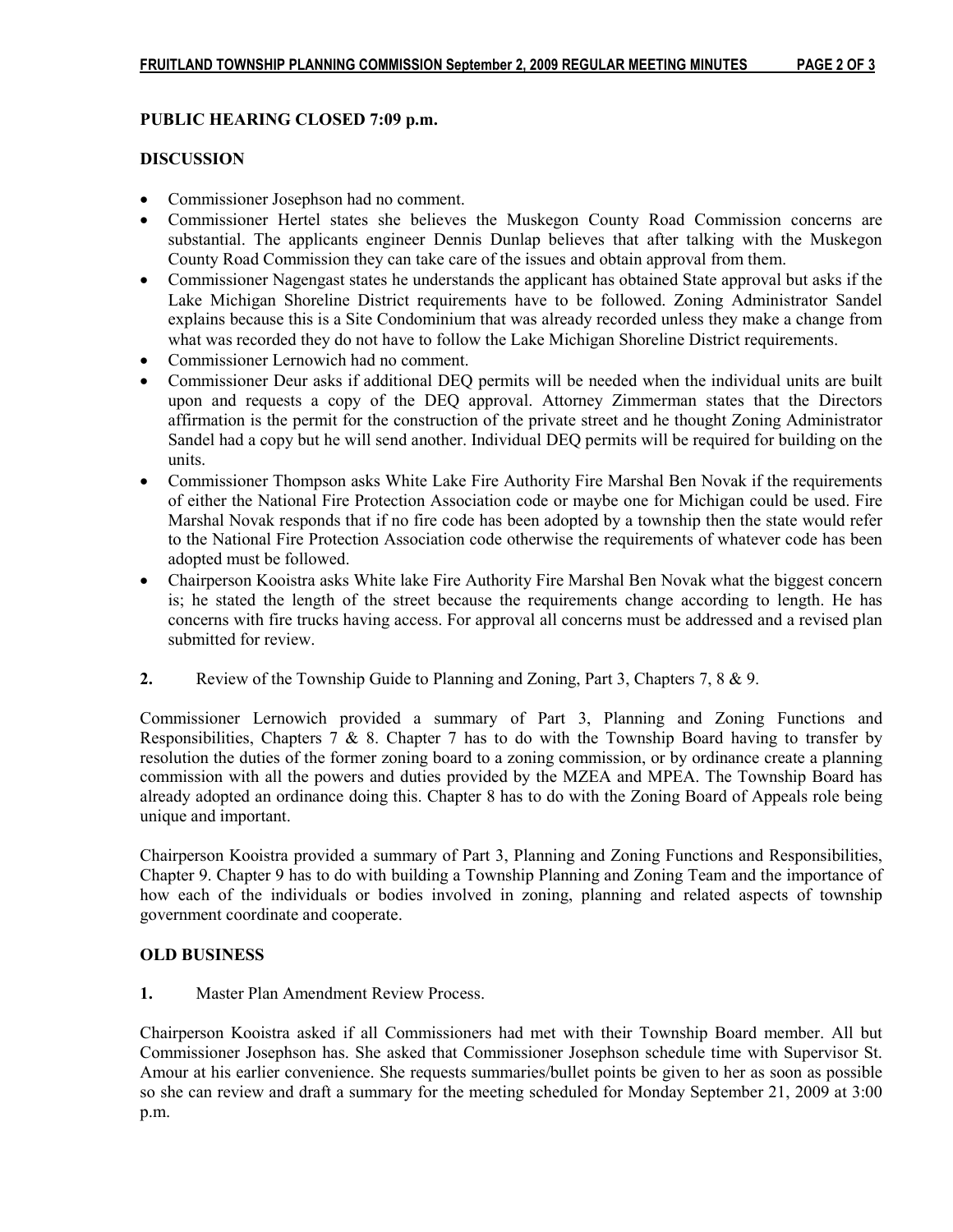**PUBLIC HEARING CLOSED 7:09 p.m.**

**DISCUSSION**

- Commissioner Josephson had no comment.
- Commissioner Hertel states she believes the Muskegon County Road Commission concerns are substantial. The applicants engineer Dennis Dunlap believes that after talking with the Muskegon County Road Commission they can take care of the issues and obtain approval from them.
- Commissioner Nagengast states he understands the applicant has obtained State approval but asks if the Lake Michigan Shoreline District requirements have to be followed. Zoning Administrator Sandel explains because this is a Site Condominium that was already recorded unless they make a change from what was recorded they do not have to follow the Lake Michigan Shoreline District requirements.
- Commissioner Lernowich had no comment.
- Commissioner Deur asks if additional DEQ permits will be needed when the individual units are built upon and requests a copy of the DEQ approval. Attorney Zimmerman states that the Directors affirmation is the permit for the construction of the private street and he thought Zoning Administrator Sandel had a copy but he will send another. Individual DEQ permits will be required for building on the units.
- Commissioner Thompson asks White Lake Fire Authority Fire Marshal Ben Novak if the requirements of either the National Fire Protection Association code or maybe one for Michigan could be used. Fire Marshal Novak responds that if no fire code has been adopted by a township then the state would refer to the National Fire Protection Association code otherwise the requirements of whatever code has been adopted must be followed.
- Chairperson Kooistra asks White lake Fire Authority Fire Marshal Ben Novak what the biggest concern is; he stated the length of the street because the requirements change according to length. He has concerns with fire trucks having access. For approval all concerns must be addressed and a revised plan submitted for review.

**2.** Review of the Township Guide to Planning and Zoning, Part 3, Chapters 7, 8 & 9.

Commissioner Lernowich provided a summary of Part 3, Planning and Zoning Functions and Responsibilities, Chapters 7 & 8. Chapter 7 has to do with the Township Board having to transfer by resolution the duties of the former zoning board to a zoning commission, or by ordinance create a planning commission with all the powers and duties provided by the MZEA and MPEA. The Township Board has already adopted an ordinance doing this. Chapter 8 has to do with the Zoning Board of Appeals role being unique and important.

Chairperson Kooistra provided a summary of Part 3, Planning and Zoning Functions and Responsibilities, Chapter 9. Chapter 9 has to do with building a Township Planning and Zoning Team and the importance of how each of the individuals or bodies involved in zoning, planning and related aspects of township government coordinate and cooperate.

**OLD BUSINESS**

**1.** Master Plan Amendment Review Process.

Chairperson Kooistra asked if all Commissioners had met with their Township Board member. All but Commissioner Josephson has. She asked that Commissioner Josephson schedule time with Supervisor St. Amour at his earlier convenience. She requests summaries/bullet points be given to her as soon as possible so she can review and draft a summary for the meeting scheduled for Monday September 21, 2009 at 3:00 p.m.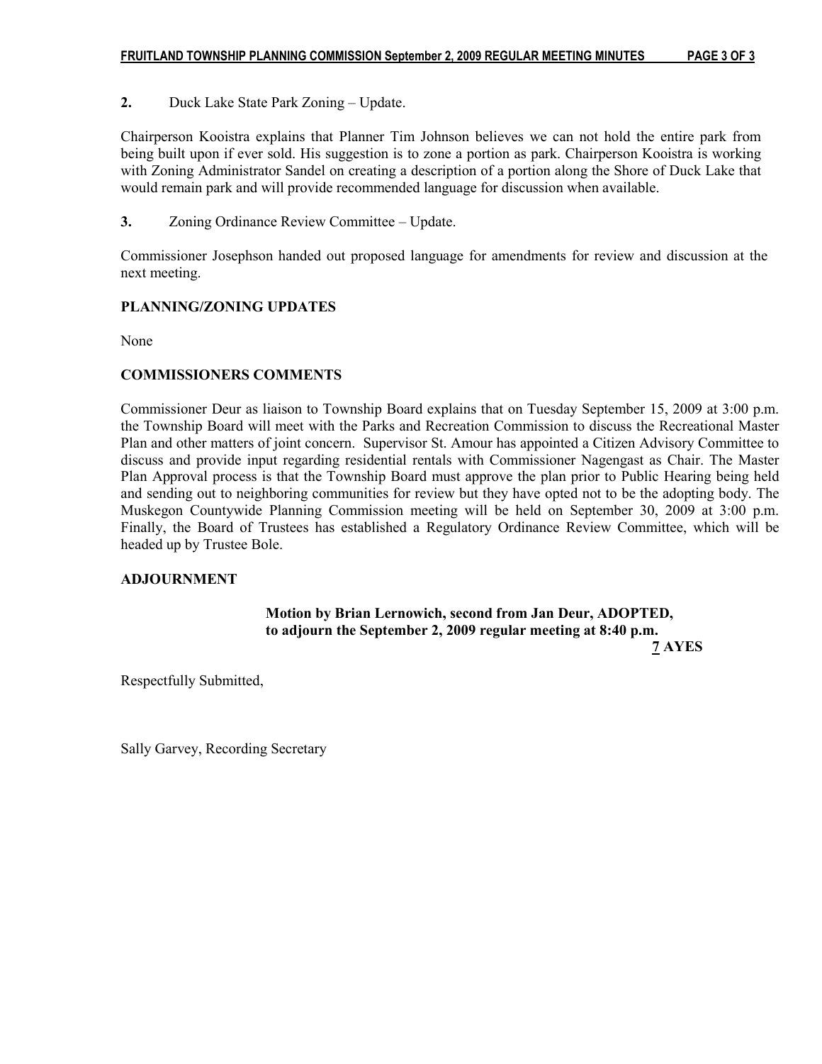**2.** Duck Lake State Park Zoning – Update.

Chairperson Kooistra explains that Planner Tim Johnson believes we can not hold the entire park from being built upon if ever sold. His suggestion is to zone a portion as park. Chairperson Kooistra is working with Zoning Administrator Sandel on creating a description of a portion along the Shore of Duck Lake that would remain park and will provide recommended language for discussion when available.

**3.** Zoning Ordinance Review Committee – Update.

Commissioner Josephson handed out proposed language for amendments for review and discussion at the next meeting.

**PLANNING/ZONING UPDATES**

None

**COMMISSIONERS COMMENTS**

Commissioner Deur as liaison to Township Board explains that on Tuesday September 15, 2009 at 3:00 p.m. the Township Board will meet with the Parks and Recreation Commission to discuss the Recreational Master Plan and other matters of joint concern. Supervisor St. Amour has appointed a Citizen Advisory Committee to discuss and provide input regarding residential rentals with Commissioner Nagengast as Chair. The Master Plan Approval process is that the Township Board must approve the plan prior to Public Hearing being held and sending out to neighboring communities for review but they have opted not to be the adopting body. The Muskegon Countywide Planning Commission meeting will be held on September 30, 2009 at 3:00 p.m. Finally, the Board of Trustees has established a Regulatory Ordinance Review Committee, which will be headed up by Trustee Bole.

**ADJOURNMENT**

**Motion by Brian Lernowich, second from Jan Deur, ADOPTED, to adjourn the September 2, 2009 regular meeting at 8:40 p.m.**

**7 AYES**

Respectfully Submitted,

Sally Garvey, Recording Secretary